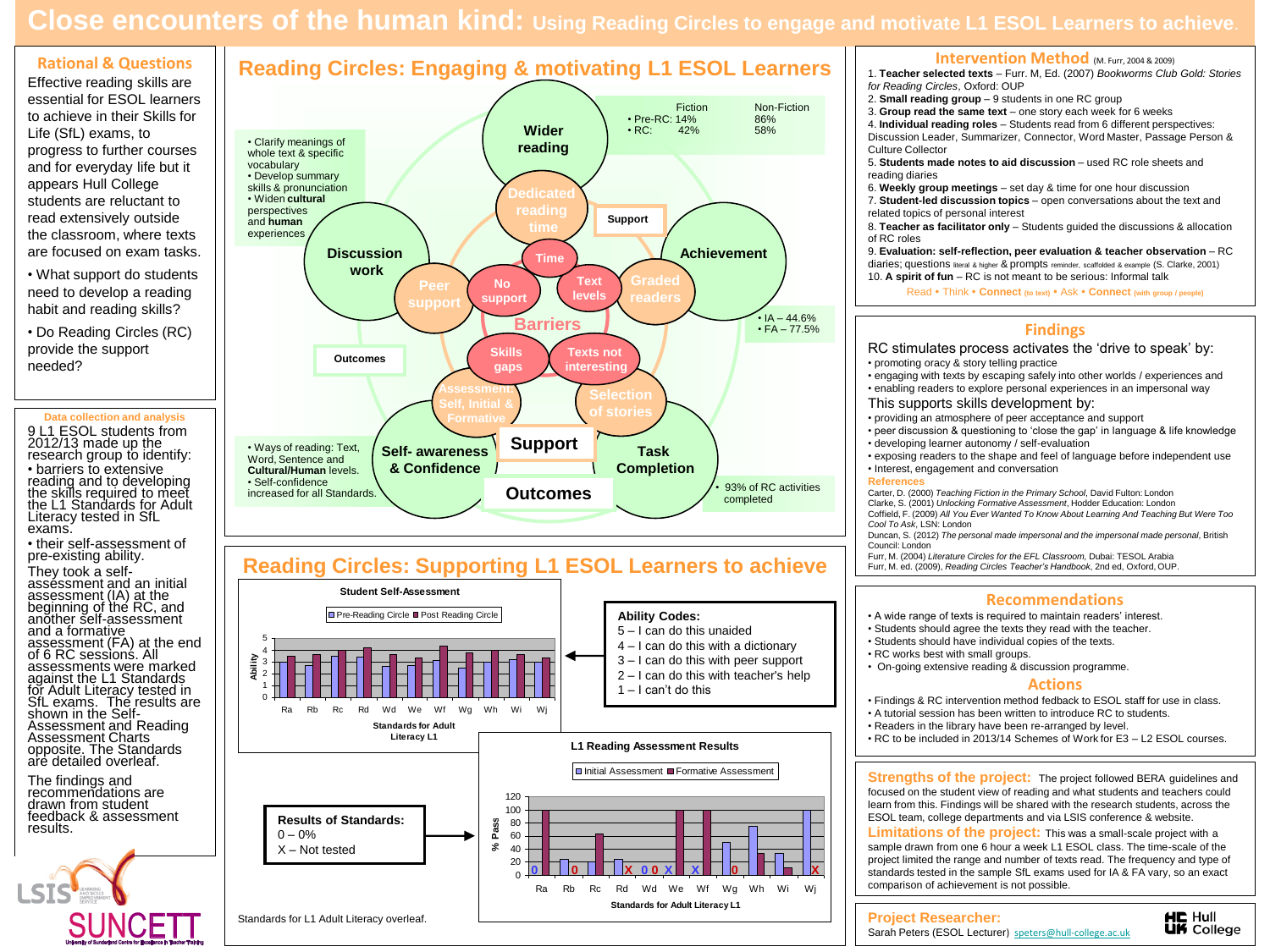# Close encounters of the human kind: Using Reading Circles to engage and motivate L1 ESOL Learners to achieve.

## Rational & Questions

Effective reading skills are essential for ESOL learners to achieve in their Skills for Life (SfL) exams, to progress to further courses and for everyday life but it appears Hull College students are reluctant to read extensively outside the classroom, where texts are focused on exam tasks.

- What support do students need to develop a reading habit and reading skills?
- Do Reading Circles (RC) provide the support needed?

## Data collection and analysis

9 L1 ESOL students from 2012/13 made up the research group to identify:

- barriers to extensive reading and to developing the skills required to meet the L1 Standards for Adult Literacy tested in SfL exams.
- their self-assessment of pre-existing ability.

They took a self-assessment and an initial assessment (IA) at the beginning of the RC, and another self-assessment and a formative assessment (FA) at the end of 6 RC sessions. All assessments were marked against the L1 Standards for Adult Literacy tested in SfL exams. The results are shown in the Self-Assessment and Reading Assessment Charts opposite. The Standards are detailed overleaf.

The findings and recommendations are drawn from student feedback & assessment results.

## Reading Circles: Engaging & motivating L1 ESOL Learners

**Wider reading**

| | Fiction | Non-Fiction |
|---|---|---|
| Pre-RC | 14% | 86% |
| RC | 42% | 58% |

**Discussion work**

- Clarify meanings of whole text & specific vocabulary
- Develop summary skills & pronunciation
- Widen **cultural** perspectives and **human** experiences

**Achievement**

- IA – 44.6%
- FA – 77.5%

**Self- awareness & Confidence**

- Ways of reading: Text, Word, Sentence and **Cultural/Human** levels.
- Self-confidence increased for all Standards.

**Task Completion**

- 93% of RC activities completed

**Support:** Dedicated reading time; Peer support; Graded readers; Assessment Self, Initial & Formative; Selection of stories

**Barriers:** Time; No support; Text levels; Skills gaps; Texts not interesting

**Outcomes**

## Reading Circles: Supporting L1 ESOL Learners to achieve

**Student Self-Assessment** (Ability, Pre-Reading Circle / Post Reading Circle; Standards for Adult Literacy L1: Ra, Rb, Rc, Rd, Wd, We, Wf, Wg, Wh, Wi, Wj)

**Ability Codes:**

- 5 – I can do this unaided
- 4 – I can do this with a dictionary
- 3 – I can do this with peer support
- 2 – I can do this with teacher's help
- 1 – I can't do this

**L1 Reading Assessment Results** (% Pass, Initial Assessment / Formative Assessment; Standards for Adult Literacy L1)

**Results of Standards:**

- 0 – 0%
- X – Not tested

Standards for L1 Adult Literacy overleaf.

## Intervention Method (M. Furr, 2004 & 2009)

1. **Teacher selected texts** – Furr. M, Ed. (2007) *Bookworms Club Gold: Stories for Reading Circles*, Oxford: OUP
2. **Small reading group** – 9 students in one RC group
3. **Group read the same text** – one story each week for 6 weeks
4. **Individual reading roles** – Students read from 6 different perspectives: Discussion Leader, Summarizer, Connector, Word Master, Passage Person & Culture Collector
5. **Students made notes to aid discussion** – used RC role sheets and reading diaries
6. **Weekly group meetings** – set day & time for one hour discussion
7. **Student-led discussion topics** – open conversations about the text and related topics of personal interest
8. **Teacher as facilitator only** – Students guided the discussions & allocation of RC roles
9. **Evaluation: self-reflection, peer evaluation & teacher observation** – RC diaries; questions literal & higher & prompts reminder, scaffolded & example (S. Clarke, 2001)
10. **A spirit of fun** – RC is not meant to be serious: Informal talk

Read • Think • **Connect** (to text) • Ask • **Connect** (with group / people)

## Findings

RC stimulates process activates the 'drive to speak' by:

- promoting oracy & story telling practice
- engaging with texts by escaping safely into other worlds / experiences and
- enabling readers to explore personal experiences in an impersonal way

This supports skills development by:

- providing an atmosphere of peer acceptance and support
- peer discussion & questioning to 'close the gap' in language & life knowledge
- developing learner autonomy / self-evaluation
- exposing readers to the shape and feel of language before independent use
- Interest, engagement and conversation

### References

Carter, D. (2000) *Teaching Fiction in the Primary School*, David Fulton: London

Clarke, S. (2001) *Unlocking Formative Assessment*, Hodder Education: London

Coffield, F. (2009) *All You Ever Wanted To Know About Learning And Teaching But Were Too Cool To Ask*, LSN: London

Duncan, S. (2012) *The personal made impersonal and the impersonal made personal*, British Council: London

Furr, M. (2004) *Literature Circles for the EFL Classroom*, Dubai: TESOL Arabia

Furr, M. ed. (2009), *Reading Circles Teacher's Handbook*, 2nd ed, Oxford, OUP.

## Recommendations

- A wide range of texts is required to maintain readers' interest.
- Students should agree the texts they read with the teacher.
- Students should have individual copies of the texts.
- RC works best with small groups.
- On-going extensive reading & discussion programme.

## Actions

- Findings & RC intervention method fedback to ESOL staff for use in class.
- A tutorial session has been written to introduce RC to students.
- Readers in the library have been re-arranged by level.
- RC to be included in 2013/14 Schemes of Work for E3 – L2 ESOL courses.

**Strengths of the project:** The project followed BERA guidelines and focused on the student view of reading and what students and teachers could learn from this. Findings will be shared with the research students, across the ESOL team, college departments and via LSIS conference & website.

**Limitations of the project:** This was a small-scale project with a sample drawn from one 6 hour a week L1 ESOL class. The time-scale of the project limited the range and number of texts read. The frequency and type of standards tested in the sample SfL exams used for IA & FA vary, so an exact comparison of achievement is not possible.

**Project Researcher:** Sarah Peters (ESOL Lecturer) speters@hull-college.ac.uk

Hull College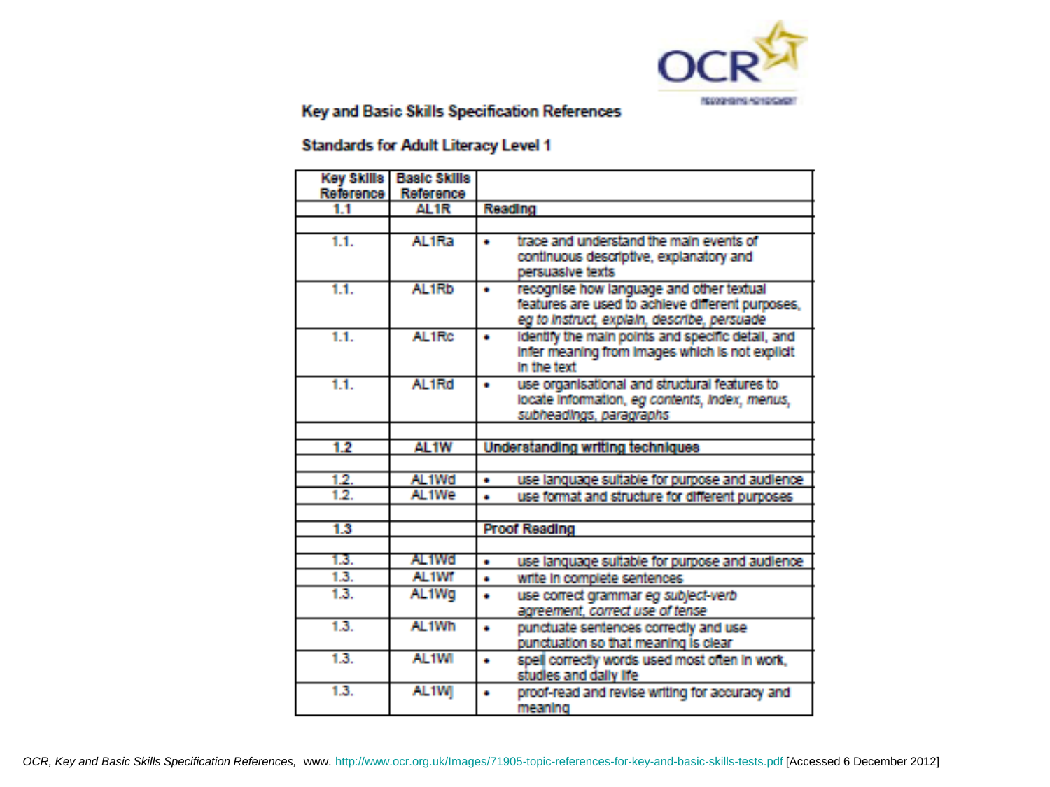OCR

RECOGNISING ACHIEVEMENT

## Key and Basic Skills Specification References

## Standards for Adult Literacy Level 1

| Key Skills Reference | Basic Skills Reference | |
|---|---|---|
| **1.1** | **AL1R** | **Reading** |
| | | |
| 1.1. | AL1Ra | • trace and understand the main events of continuous descriptive, explanatory and persuasive texts |
| 1.1. | AL1Rb | • recognise how language and other textual features are used to achieve different purposes, *eg to instruct, explain, describe, persuade* |
| 1.1. | AL1Rc | • identify the main points and specific detail, and infer meaning from images which is not explicit in the text |
| 1.1. | AL1Rd | • use organisational and structural features to locate information, *eg contents, index, menus, subheadings, paragraphs* |
| | | |
| **1.2** | **AL1W** | **Understanding writing techniques** |
| | | |
| 1.2. | AL1Wd | • use language suitable for purpose and audience |
| 1.2. | AL1We | • use format and structure for different purposes |
| | | |
| **1.3** | | **Proof Reading** |
| | | |
| 1.3. | AL1Wd | • use language suitable for purpose and audience |
| 1.3. | AL1Wf | • write in complete sentences |
| 1.3. | AL1Wg | • use correct grammar *eg subject-verb agreement, correct use of tense* |
| 1.3. | AL1Wh | • punctuate sentences correctly and use punctuation so that meaning is clear |
| 1.3. | AL1Wi | • spell correctly words used most often in work, studies and daily life |
| 1.3. | AL1Wj | • proof-read and revise writing for accuracy and meaning |

*OCR, Key and Basic Skills Specification References,* www. http://www.ocr.org.uk/Images/71905-topic-references-for-key-and-basic-skills-tests.pdf [Accessed 6 December 2012]